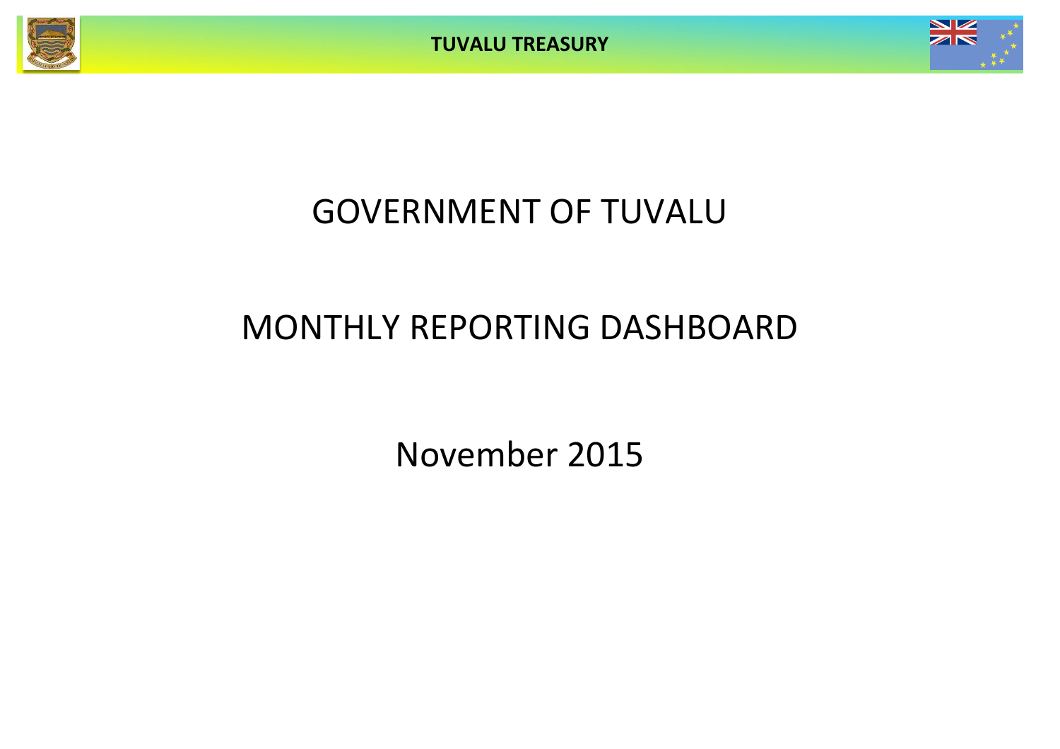# GOVERNMENT OF TUVALU

## MONTHLY REPORTING DASHBOARD

November 2015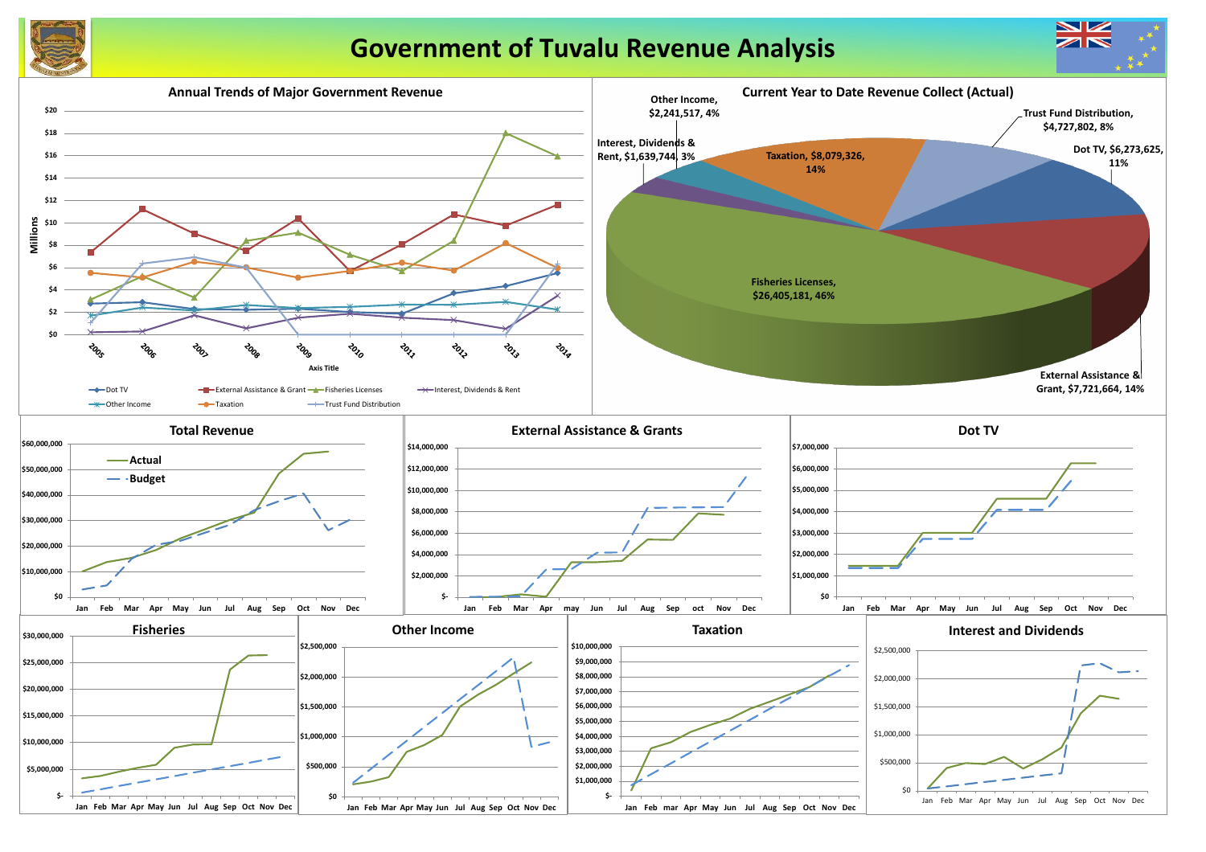# Government of Tuvalu Revenue Analysis

## Annual Trends of Major Government Revenue

Millions

$20, $18, $16, $14, $12, $10, $8, $6, $4, $2, $0

2005, 2006, 2007, 2008, 2009, 2010, 2011, 2012, 2013, 2014

Axis Title

Dot TV — External Assistance & Grant — Fisheries Licenses — Interest, Dividends & Rent — Other Income — Taxation — Trust Fund Distribution

## Current Year to Date Revenue Collect (Actual)

- Fisheries Licenses, $26,405,181, 46%
- Taxation, $8,079,326, 14%
- External Assistance & Grant, $7,721,664, 14%
- Dot TV, $6,273,625, 11%
- Trust Fund Distribution, $4,727,802, 8%
- Other Income, $2,241,517, 4%
- Interest, Dividends & Rent, $1,639,744, 3%

## Total Revenue

Actual — Budget

## External Assistance & Grants

## Dot TV

## Fisheries

## Other Income

## Taxation

## Interest and Dividends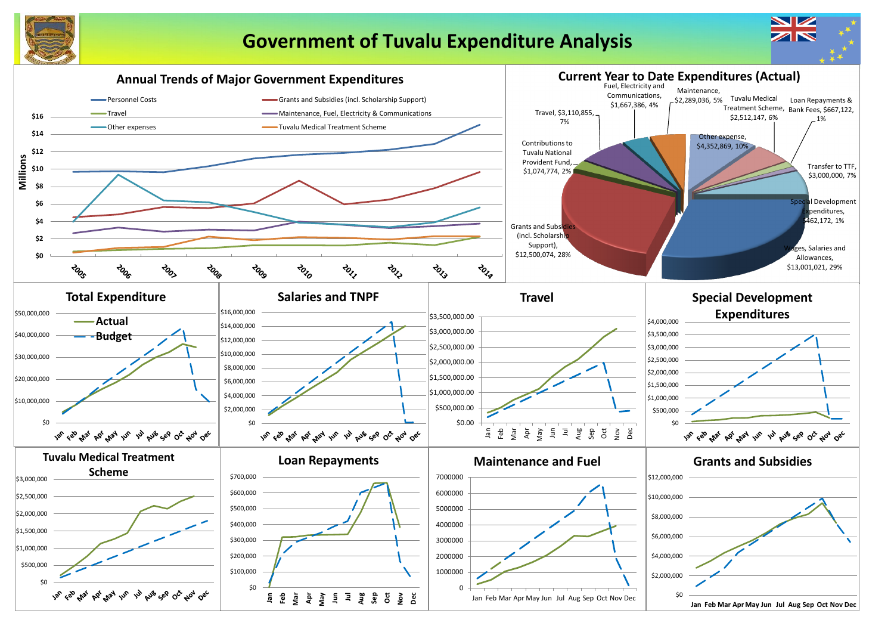# Government of Tuvalu Expenditure Analysis

## Annual Trends of Major Government Expenditures

Legend: Personnel Costs; Grants and Subsidies (incl. Scholarship Support); Travel; Maintenance, Fuel, Electricity & Communications; Other expenses; Tuvalu Medical Treatment Scheme

Y-axis: Millions ($0 – $16)

X-axis: 2005, 2006, 2007, 2008, 2009, 2010, 2011, 2012, 2013, 2014

## Current Year to Date Expenditures (Actual)

| Category | Amount | Share |
|---|---|---|
| Wages, Salaries and Allowances | $13,001,021 | 29% |
| Grants and Subsidies (incl. Scholarship Support) | $12,500,074 | 28% |
| Other expense | $4,352,869 | 10% |
| Travel | $3,110,855 | 7% |
| Transfer to TTF | $3,000,000 | 7% |
| Tuvalu Medical Treatment Scheme | $2,512,147 | 6% |
| Maintenance | $2,289,036 | 5% |
| Fuel, Electricity and Communications | $1,667,386 | 4% |
| Contributions to Tuvalu National Provident Fund | $1,074,774 | 2% |
| Loan Repayments & Bank Fees | $667,122 | 1% |
| Special Development Expenditures | $462,172 | 1% |

## Total Expenditure

Legend: Actual; Budget

Y-axis: $0 – $50,000,000; X-axis: Jan – Dec

## Salaries and TNPF

Y-axis: $0 – $16,000,000; X-axis: Jan – Dec

## Travel

Y-axis: $0.00 – $3,500,000.00; X-axis: Jan – Dec

## Special Development Expenditures

Y-axis: $0 – $4,000,000; X-axis: Jan – Dec

## Tuvalu Medical Treatment Scheme

Y-axis: $0 – $3,000,000; X-axis: Jan – Dec

## Loan Repayments

Y-axis: $0 – $700,000; X-axis: Jan – Dec

## Maintenance and Fuel

Y-axis: 0 – 7000000; X-axis: Jan – Dec

## Grants and Subsidies

Y-axis: $0 – $12,000,000; X-axis: Jan – Dec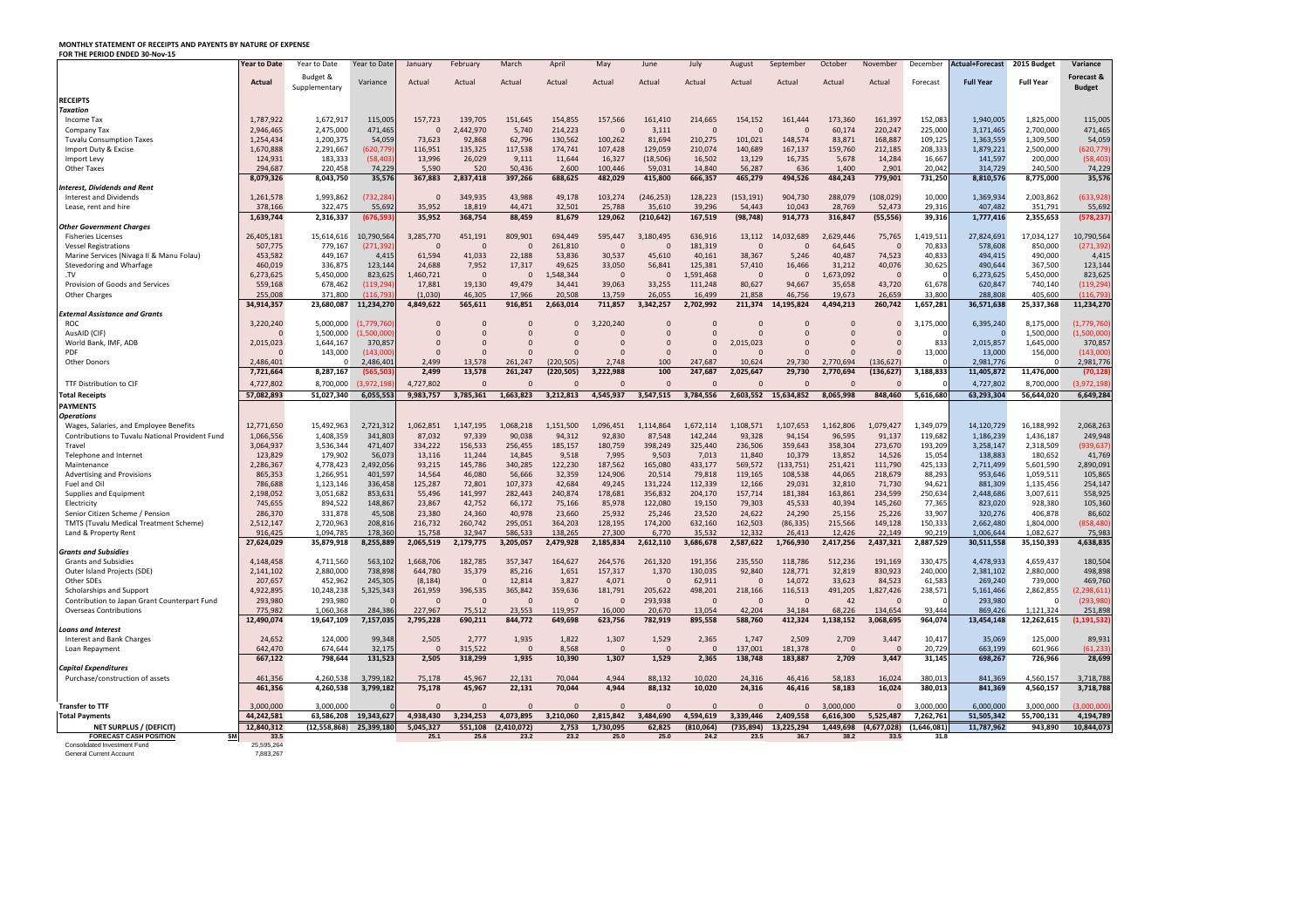**MONTHLY STATEMENT OF RECEIPTS AND PAYENTS BY NATURE OF EXPENSE**
**FOR THE PERIOD ENDED 30-Nov-15**

| | Year to Date | Year to Date | Year to Date | January | February | March | April | May | June | July | August | September | October | November | December | Actual+Forecast | 2015 Budget | Variance |
|---|---|---|---|---|---|---|---|---|---|---|---|---|---|---|---|---|---|---|
| | Actual | Budget & Supplementary | Variance | Actual | Actual | Actual | Actual | Actual | Actual | Actual | Actual | Actual | Actual | Actual | Forecast | Full Year | Full Year | Forecast & Budget |
| **RECEIPTS** | | | | | | | | | | | | | | | | | | |
| ***Taxation*** | | | | | | | | | | | | | | | | | | |
| Income Tax | 1,787,922 | 1,672,917 | 115,005 | 157,723 | 139,705 | 151,645 | 154,855 | 157,566 | 161,410 | 214,665 | 154,152 | 161,444 | 173,360 | 161,397 | 152,083 | 1,940,005 | 1,825,000 | 115,005 |
| Company Tax | 2,946,465 | 2,475,000 | 471,465 | 0 | 2,442,970 | 5,740 | 214,223 | 0 | 3,111 | 0 | 0 | 0 | 60,174 | 220,247 | 225,000 | 3,171,465 | 2,700,000 | 471,465 |
| Tuvalu Consumption Taxes | 1,254,434 | 1,200,375 | 54,059 | 73,623 | 92,868 | 62,796 | 130,562 | 100,262 | 81,694 | 210,275 | 101,021 | 148,574 | 83,871 | 168,887 | 109,125 | 1,363,559 | 1,309,500 | 54,059 |
| Import Duty & Excise | 1,670,888 | 2,291,667 | (620,779) | 116,951 | 135,325 | 117,538 | 174,741 | 107,428 | 129,059 | 210,074 | 140,689 | 167,137 | 159,760 | 212,185 | 208,333 | 1,879,221 | 2,500,000 | (620,779) |
| Import Levy | 124,931 | 183,333 | (58,403) | 13,996 | 26,029 | 9,111 | 11,644 | 16,327 | (18,506) | 16,502 | 13,129 | 16,735 | 5,678 | 14,284 | 16,667 | 141,597 | 200,000 | (58,403) |
| Other Taxes | 294,687 | 220,458 | 74,229 | 5,590 | 520 | 50,436 | 2,600 | 100,446 | 59,031 | 14,840 | 56,287 | 636 | 1,400 | 2,901 | 20,042 | 314,729 | 240,500 | 74,229 |
| | **8,079,326** | **8,043,750** | **35,576** | **367,883** | **2,837,418** | **397,266** | **688,625** | **482,029** | **415,800** | **666,357** | **465,279** | **494,526** | **484,243** | **779,901** | **731,250** | **8,810,576** | **8,775,000** | **35,576** |
| ***Interest, Dividends and Rent*** | | | | | | | | | | | | | | | | | | |
| Interest and Dividends | 1,261,578 | 1,993,862 | (732,284) | 0 | 349,935 | 43,988 | 49,178 | 103,274 | (246,253) | 128,223 | (153,191) | 904,730 | 288,079 | (108,029) | 10,000 | 1,369,934 | 2,003,862 | (633,928) |
| Lease, rent and hire | 378,166 | 322,475 | 55,692 | 35,952 | 18,819 | 44,471 | 32,501 | 25,788 | 35,610 | 39,296 | 54,443 | 10,043 | 28,769 | 52,473 | 29,316 | 407,482 | 351,791 | 55,692 |
| | **1,639,744** | **2,316,337** | **(676,593)** | **35,952** | **368,754** | **88,459** | **81,679** | **129,062** | **(210,642)** | **167,519** | **(98,748)** | **914,773** | **316,847** | **(55,556)** | **39,316** | **1,777,416** | **2,355,653** | **(578,237)** |
| ***Other Government Charges*** | | | | | | | | | | | | | | | | | | |
| Fisheries Licenses | 26,405,181 | 15,614,616 | 10,790,564 | 3,285,770 | 451,191 | 809,901 | 694,449 | 595,447 | 3,180,495 | 636,916 | 13,112 | 14,032,689 | 2,629,446 | 75,765 | 1,419,511 | 27,824,691 | 17,034,127 | 10,790,564 |
| Vessel Registrations | 507,775 | 779,167 | (271,392) | 0 | 0 | 0 | 261,810 | 0 | 0 | 181,319 | 0 | 0 | 64,645 | 0 | 70,833 | 578,608 | 850,000 | (271,392) |
| Marine Services (Nivaga II & Manu Folau) | 453,582 | 449,167 | 4,415 | 61,594 | 41,033 | 22,188 | 53,836 | 30,537 | 45,610 | 40,161 | 38,367 | 5,246 | 40,487 | 74,523 | 40,833 | 494,415 | 490,000 | 4,415 |
| Stevedoring and Wharfage | 460,019 | 336,875 | 123,144 | 24,688 | 7,952 | 17,317 | 49,625 | 33,050 | 56,841 | 125,381 | 57,410 | 16,466 | 31,212 | 40,076 | 30,625 | 490,644 | 367,500 | 123,144 |
| .TV | 6,273,625 | 5,450,000 | 823,625 | 1,460,721 | 0 | 0 | 1,548,344 | 0 | 0 | 1,591,468 | 0 | 0 | 1,673,092 | 0 | 0 | 6,273,625 | 5,450,000 | 823,625 |
| Provision of Goods and Services | 559,168 | 678,462 | (119,294) | 17,881 | 19,130 | 49,479 | 34,441 | 39,063 | 33,255 | 111,248 | 80,627 | 94,667 | 35,658 | 43,720 | 61,678 | 620,847 | 740,140 | (119,294) |
| Other Charges | 255,008 | 371,800 | (116,793) | (1,030) | 46,305 | 17,966 | 20,508 | 13,759 | 26,055 | 16,499 | 21,858 | 46,756 | 19,673 | 26,659 | 33,800 | 288,808 | 405,600 | (116,793) |
| | **34,914,357** | **23,680,087** | **11,234,270** | **4,849,622** | **565,611** | **916,851** | **2,663,014** | **711,857** | **3,342,257** | **2,702,992** | **211,374** | **14,195,824** | **4,494,213** | **260,742** | **1,657,281** | **36,571,638** | **25,337,368** | **11,234,270** |
| ***External Assistance and Grants*** | | | | | | | | | | | | | | | | | | |
| ROC | 3,220,240 | 5,000,000 | (1,779,760) | 0 | 0 | 0 | 0 | 3,220,240 | 0 | 0 | 0 | 0 | 0 | 0 | 3,175,000 | 6,395,240 | 8,175,000 | (1,779,760) |
| AusAID (CIF) | 0 | 1,500,000 | (1,500,000) | 0 | 0 | 0 | 0 | 0 | 0 | 0 | 0 | 0 | 0 | 0 | 0 | 0 | 1,500,000 | (1,500,000) |
| World Bank, IMF, ADB | 2,015,023 | 1,644,167 | 370,857 | 0 | 0 | 0 | 0 | 0 | 0 | 0 | 2,015,023 | 0 | 0 | 0 | 833 | 2,015,857 | 1,645,000 | 370,857 |
| PDF | 0 | 143,000 | (143,000) | 0 | 0 | 0 | 0 | 0 | 0 | 0 | 0 | 0 | 0 | 0 | 13,000 | 13,000 | 156,000 | (143,000) |
| Other Donors | 2,486,401 | 0 | 2,486,401 | 2,499 | 13,578 | 261,247 | (220,505) | 2,748 | 100 | 247,687 | 10,624 | 29,730 | 2,770,694 | (136,627) | 0 | 2,981,776 | 0 | 2,981,776 |
| | **7,721,664** | **8,287,167** | **(565,503)** | **2,499** | **13,578** | **261,247** | **(220,505)** | **3,222,988** | **100** | **247,687** | **2,025,647** | **29,730** | **2,770,694** | **(136,627)** | **3,188,833** | **11,405,872** | **11,476,000** | **(70,128)** |
| TTF Distribution to CIF | 4,727,802 | 8,700,000 | (3,972,198) | 4,727,802 | 0 | 0 | 0 | 0 | 0 | 0 | 0 | 0 | 0 | 0 | 0 | 4,727,802 | 8,700,000 | (3,972,198) |
| **Total Receipts** | **57,082,893** | **51,027,340** | **6,055,553** | **9,983,757** | **3,785,361** | **1,663,823** | **3,212,813** | **4,545,937** | **3,547,515** | **3,784,556** | **2,603,552** | **15,634,852** | **8,065,998** | **848,460** | **5,616,680** | **63,293,304** | **56,644,020** | **6,649,284** |
| **PAYMENTS** | | | | | | | | | | | | | | | | | | |
| ***Operations*** | | | | | | | | | | | | | | | | | | |
| Wages, Salaries, and Employee Benefits | 12,771,650 | 15,492,963 | 2,721,312 | 1,062,851 | 1,147,195 | 1,068,218 | 1,151,500 | 1,096,451 | 1,114,864 | 1,672,114 | 1,108,571 | 1,107,653 | 1,162,806 | 1,079,427 | 1,349,079 | 14,120,729 | 16,188,992 | 2,068,263 |
| Contributions to Tuvalu National Provident Fund | 1,066,556 | 1,408,359 | 341,803 | 87,032 | 97,339 | 90,038 | 94,312 | 92,830 | 87,548 | 142,244 | 93,328 | 94,154 | 96,595 | 91,137 | 119,682 | 1,186,239 | 1,436,187 | 249,948 |
| Travel | 3,064,937 | 3,536,344 | 471,407 | 334,222 | 156,533 | 256,455 | 185,157 | 180,759 | 398,249 | 325,440 | 236,506 | 359,643 | 358,304 | 273,670 | 193,209 | 3,258,147 | 2,318,509 | (939,637) |
| Telephone and Internet | 123,829 | 179,902 | 56,073 | 13,116 | 11,244 | 14,845 | 9,518 | 7,995 | 9,503 | 7,013 | 11,840 | 10,379 | 13,852 | 14,526 | 15,054 | 138,883 | 180,652 | 41,769 |
| Maintenance | 2,286,367 | 4,778,423 | 2,492,056 | 93,215 | 145,786 | 340,285 | 122,230 | 187,562 | 165,080 | 433,177 | 569,572 | (133,751) | 251,421 | 111,790 | 425,133 | 2,711,499 | 5,601,590 | 2,890,091 |
| Advertising and Provisions | 865,353 | 1,266,951 | 401,597 | 14,564 | 46,080 | 56,666 | 32,359 | 124,906 | 20,514 | 79,818 | 119,165 | 108,538 | 44,065 | 218,679 | 88,293 | 953,646 | 1,059,511 | 105,865 |
| Fuel and Oil | 786,688 | 1,123,146 | 336,458 | 125,287 | 72,801 | 107,373 | 42,684 | 49,245 | 131,224 | 112,339 | 12,166 | 29,031 | 32,810 | 71,730 | 94,621 | 881,309 | 1,135,456 | 254,147 |
| Supplies and Equipment | 2,198,052 | 3,051,682 | 853,631 | 55,496 | 141,997 | 282,443 | 240,874 | 178,681 | 356,832 | 204,170 | 157,714 | 181,384 | 163,861 | 234,599 | 250,634 | 2,448,686 | 3,007,611 | 558,925 |
| Electricity | 745,655 | 894,522 | 148,867 | 23,867 | 42,752 | 66,172 | 75,166 | 85,978 | 122,080 | 19,150 | 79,303 | 45,533 | 40,394 | 145,260 | 77,365 | 823,020 | 928,380 | 105,360 |
| Senior Citizen Scheme / Pension | 286,370 | 331,878 | 45,508 | 23,380 | 24,360 | 40,978 | 23,660 | 25,932 | 25,246 | 23,520 | 24,622 | 24,290 | 25,156 | 25,226 | 33,907 | 320,276 | 406,878 | 86,602 |
| TMTS (Tuvalu Medical Treatment Scheme) | 2,512,147 | 2,720,963 | 208,816 | 216,732 | 260,742 | 295,051 | 364,203 | 128,195 | 174,200 | 632,160 | 162,503 | (86,335) | 215,566 | 149,128 | 150,333 | 2,662,480 | 1,804,000 | (858,480) |
| Land & Property Rent | 916,425 | 1,094,785 | 178,360 | 15,758 | 32,947 | 586,533 | 138,265 | 27,300 | 6,770 | 35,532 | 12,332 | 26,413 | 12,426 | 22,149 | 90,219 | 1,006,644 | 1,082,627 | 75,983 |
| | **27,624,029** | **35,879,918** | **8,255,889** | **2,065,519** | **2,179,775** | **3,205,057** | **2,479,928** | **2,185,834** | **2,612,110** | **3,686,678** | **2,587,622** | **1,766,930** | **2,417,256** | **2,437,321** | **2,887,529** | **30,511,558** | **35,150,393** | **4,638,835** |
| ***Grants and Subsidies*** | | | | | | | | | | | | | | | | | | |
| Grants and Subsidies | 4,148,458 | 4,711,560 | 563,102 | 1,668,706 | 182,785 | 357,347 | 164,627 | 264,576 | 261,320 | 191,356 | 235,550 | 118,786 | 512,236 | 191,169 | 330,475 | 4,478,933 | 4,659,437 | 180,504 |
| Outer Island Projects (SDE) | 2,141,102 | 2,880,000 | 738,898 | 644,780 | 35,379 | 85,216 | 1,651 | 157,317 | 1,370 | 130,035 | 92,840 | 128,771 | 32,819 | 830,923 | 240,000 | 2,381,102 | 2,880,000 | 498,898 |
| Other SDEs | 207,657 | 452,962 | 245,305 | (8,184) | 0 | 12,814 | 3,827 | 4,071 | 0 | 62,911 | 0 | 14,072 | 33,623 | 84,523 | 61,583 | 269,240 | 739,000 | 469,760 |
| Scholarships and Support | 4,922,895 | 10,248,238 | 5,325,343 | 261,959 | 396,535 | 365,842 | 359,636 | 181,791 | 205,622 | 498,201 | 218,166 | 116,513 | 491,205 | 1,827,426 | 238,571 | 5,161,466 | 2,862,855 | (2,298,611) |
| Contribution to Japan Grant Counterpart Fund | 293,980 | 293,980 | 0 | 0 | 0 | 0 | 0 | 0 | 293,938 | 0 | 0 | 0 | 42 | 0 | 0 | 293,980 | 0 | (293,980) |
| Overseas Contributions | 775,982 | 1,060,368 | 284,386 | 227,967 | 75,512 | 23,553 | 119,957 | 16,000 | 20,670 | 13,054 | 42,204 | 34,184 | 68,226 | 134,654 | 93,444 | 869,426 | 1,121,324 | 251,898 |
| | **12,490,074** | **19,647,109** | **7,157,035** | **2,795,228** | **690,211** | **844,772** | **649,698** | **623,756** | **782,919** | **895,558** | **588,760** | **412,324** | **1,138,152** | **3,068,695** | **964,074** | **13,454,148** | **12,262,615** | **(1,191,532)** |
| ***Loans and Interest*** | | | | | | | | | | | | | | | | | | |
| Interest and Bank Charges | 24,652 | 124,000 | 99,348 | 2,505 | 2,777 | 1,935 | 1,822 | 1,307 | 1,529 | 2,365 | 1,747 | 2,509 | 2,709 | 3,447 | 10,417 | 35,069 | 125,000 | 89,931 |
| Loan Repayment | 642,470 | 674,644 | 32,175 | 0 | 315,522 | 0 | 8,568 | 0 | 0 | 0 | 137,001 | 181,378 | 0 | 0 | 20,729 | 663,199 | 601,966 | (61,233) |
| | **667,122** | **798,644** | **131,523** | **2,505** | **318,299** | **1,935** | **10,390** | **1,307** | **1,529** | **2,365** | **138,748** | **183,887** | **2,709** | **3,447** | **31,145** | **698,267** | **726,966** | **28,699** |
| ***Capital Expenditures*** | | | | | | | | | | | | | | | | | | |
| Purchase/construction of assets | 461,356 | 4,260,538 | 3,799,182 | 75,178 | 45,967 | 22,131 | 70,044 | 4,944 | 88,132 | 10,020 | 24,316 | 46,416 | 58,183 | 16,024 | 380,013 | 841,369 | 4,560,157 | 3,718,788 |
| | **461,356** | **4,260,538** | **3,799,182** | **75,178** | **45,967** | **22,131** | **70,044** | **4,944** | **88,132** | **10,020** | **24,316** | **46,416** | **58,183** | **16,024** | **380,013** | **841,369** | **4,560,157** | **3,718,788** |
| **Transfer to TTF** | 3,000,000 | 3,000,000 | 0 | 0 | 0 | 0 | 0 | 0 | 0 | 0 | 0 | 0 | 3,000,000 | 0 | 3,000,000 | 6,000,000 | 3,000,000 | (3,000,000) |
| **Total Payments** | **44,242,581** | **63,586,208** | **19,343,627** | **4,938,430** | **3,234,253** | **4,073,895** | **3,210,060** | **2,815,842** | **3,484,690** | **4,594,619** | **3,339,446** | **2,409,558** | **6,616,300** | **5,525,487** | **7,262,761** | **51,505,342** | **55,700,131** | **4,194,789** |
| **NET SURPLUS / (DEFICIT)** | **12,840,312** | **(12,558,868)** | **25,399,180** | **5,045,327** | **551,108** | **(2,410,072)** | **2,753** | **1,730,095** | **62,825** | **(810,064)** | **(735,894)** | **13,225,294** | **1,449,698** | **(4,677,028)** | **(1,646,081)** | **11,787,962** | **943,890** | **10,844,073** |
| **FORECAST CASH POSITION** $M | **33.5** | | | **25.1** | **25.6** | **23.2** | **23.2** | **25.0** | **25.0** | **24.2** | **23.5** | **36.7** | **38.2** | **33.5** | **31.8** | | | |
| Consolidated Investment Fund | 25,595,264 | | | | | | | | | | | | | | | | | |
| General Current Account | 7,883,267 | | | | | | | | | | | | | | | | | |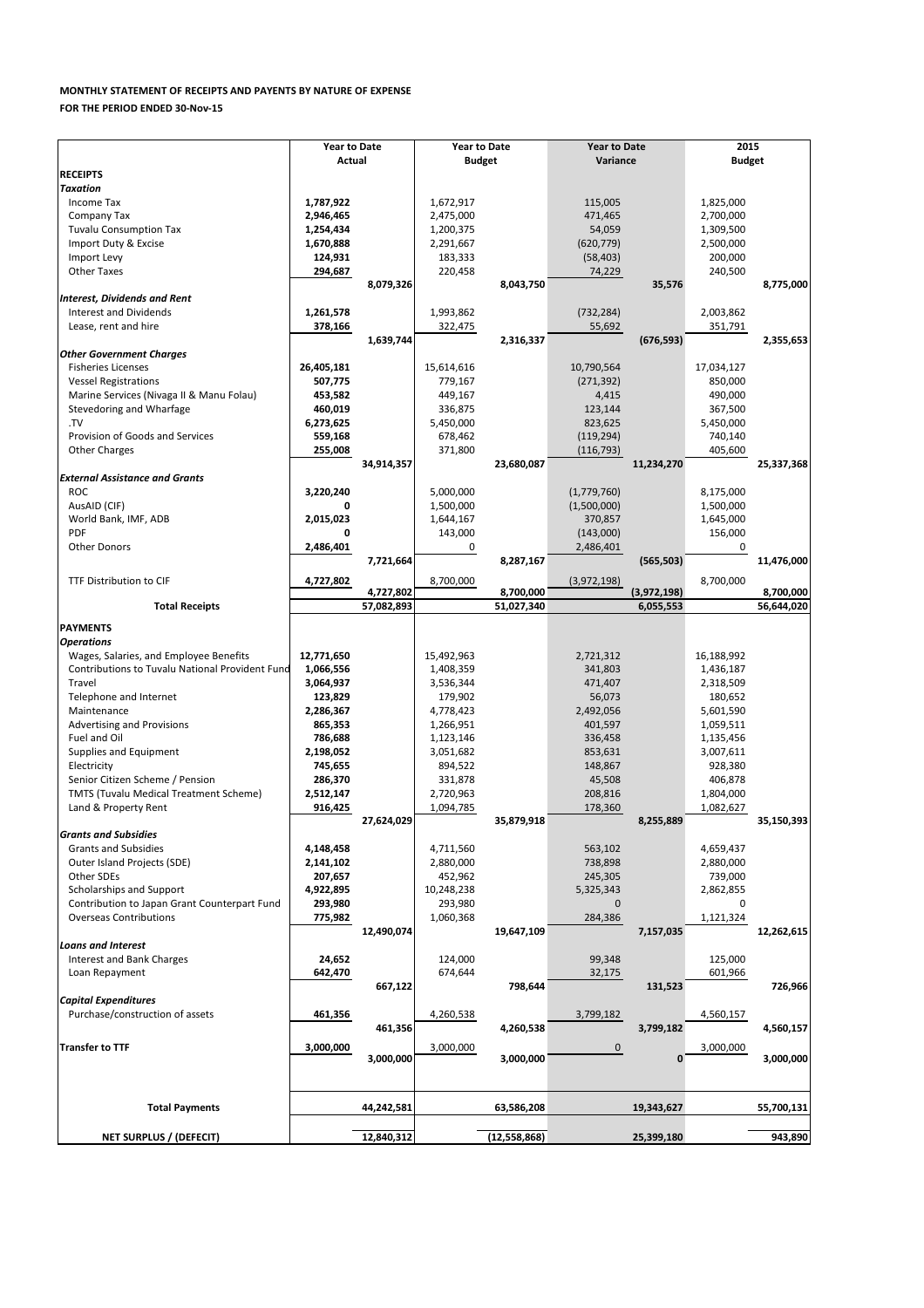**MONTHLY STATEMENT OF RECEIPTS AND PAYENTS BY NATURE OF EXPENSE**

**FOR THE PERIOD ENDED 30-Nov-15**

| | Year to Date Actual | | Year to Date Budget | | Year to Date Variance | | 2015 Budget | |
|---|---|---|---|---|---|---|---|---|
| **RECEIPTS** | | | | | | | | |
| ***Taxation*** | | | | | | | | |
| Income Tax | **1,787,922** | | 1,672,917 | | 115,005 | | 1,825,000 | |
| Company Tax | **2,946,465** | | 2,475,000 | | 471,465 | | 2,700,000 | |
| Tuvalu Consumption Tax | **1,254,434** | | 1,200,375 | | 54,059 | | 1,309,500 | |
| Import Duty & Excise | **1,670,888** | | 2,291,667 | | (620,779) | | 2,500,000 | |
| Import Levy | **124,931** | | 183,333 | | (58,403) | | 200,000 | |
| Other Taxes | **294,687** | | 220,458 | | 74,229 | | 240,500 | |
| | | **8,079,326** | | **8,043,750** | | **35,576** | | **8,775,000** |
| ***Interest, Dividends and Rent*** | | | | | | | | |
| Interest and Dividends | **1,261,578** | | 1,993,862 | | (732,284) | | 2,003,862 | |
| Lease, rent and hire | **378,166** | | 322,475 | | 55,692 | | 351,791 | |
| | | **1,639,744** | | **2,316,337** | | **(676,593)** | | **2,355,653** |
| ***Other Government Charges*** | | | | | | | | |
| Fisheries Licenses | **26,405,181** | | 15,614,616 | | 10,790,564 | | 17,034,127 | |
| Vessel Registrations | **507,775** | | 779,167 | | (271,392) | | 850,000 | |
| Marine Services (Nivaga II & Manu Folau) | **453,582** | | 449,167 | | 4,415 | | 490,000 | |
| Stevedoring and Wharfage | **460,019** | | 336,875 | | 123,144 | | 367,500 | |
| .TV | **6,273,625** | | 5,450,000 | | 823,625 | | 5,450,000 | |
| Provision of Goods and Services | **559,168** | | 678,462 | | (119,294) | | 740,140 | |
| Other Charges | **255,008** | | 371,800 | | (116,793) | | 405,600 | |
| | | **34,914,357** | | **23,680,087** | | **11,234,270** | | **25,337,368** |
| ***External Assistance and Grants*** | | | | | | | | |
| ROC | **3,220,240** | | 5,000,000 | | (1,779,760) | | 8,175,000 | |
| AusAID (CIF) | **0** | | 1,500,000 | | (1,500,000) | | 1,500,000 | |
| World Bank, IMF, ADB | **2,015,023** | | 1,644,167 | | 370,857 | | 1,645,000 | |
| PDF | **0** | | 143,000 | | (143,000) | | 156,000 | |
| Other Donors | **2,486,401** | | 0 | | 2,486,401 | | 0 | |
| | | **7,721,664** | | **8,287,167** | | **(565,503)** | | **11,476,000** |
| TTF Distribution to CIF | **4,727,802** | | 8,700,000 | | (3,972,198) | | 8,700,000 | |
| | | **4,727,802** | | **8,700,000** | | **(3,972,198)** | | **8,700,000** |
| **Total Receipts** | | **57,082,893** | | **51,027,340** | | **6,055,553** | | **56,644,020** |
| **PAYMENTS** | | | | | | | | |
| ***Operations*** | | | | | | | | |
| Wages, Salaries, and Employee Benefits | **12,771,650** | | 15,492,963 | | 2,721,312 | | 16,188,992 | |
| Contributions to Tuvalu National Provident Fund | **1,066,556** | | 1,408,359 | | 341,803 | | 1,436,187 | |
| Travel | **3,064,937** | | 3,536,344 | | 471,407 | | 2,318,509 | |
| Telephone and Internet | **123,829** | | 179,902 | | 56,073 | | 180,652 | |
| Maintenance | **2,286,367** | | 4,778,423 | | 2,492,056 | | 5,601,590 | |
| Advertising and Provisions | **865,353** | | 1,266,951 | | 401,597 | | 1,059,511 | |
| Fuel and Oil | **786,688** | | 1,123,146 | | 336,458 | | 1,135,456 | |
| Supplies and Equipment | **2,198,052** | | 3,051,682 | | 853,631 | | 3,007,611 | |
| Electricity | **745,655** | | 894,522 | | 148,867 | | 928,380 | |
| Senior Citizen Scheme / Pension | **286,370** | | 331,878 | | 45,508 | | 406,878 | |
| TMTS (Tuvalu Medical Treatment Scheme) | **2,512,147** | | 2,720,963 | | 208,816 | | 1,804,000 | |
| Land & Property Rent | **916,425** | | 1,094,785 | | 178,360 | | 1,082,627 | |
| | | **27,624,029** | | **35,879,918** | | **8,255,889** | | **35,150,393** |
| ***Grants and Subsidies*** | | | | | | | | |
| Grants and Subsidies | **4,148,458** | | 4,711,560 | | 563,102 | | 4,659,437 | |
| Outer Island Projects (SDE) | **2,141,102** | | 2,880,000 | | 738,898 | | 2,880,000 | |
| Other SDEs | **207,657** | | 452,962 | | 245,305 | | 739,000 | |
| Scholarships and Support | **4,922,895** | | 10,248,238 | | 5,325,343 | | 2,862,855 | |
| Contribution to Japan Grant Counterpart Fund | **293,980** | | 293,980 | | 0 | | 0 | |
| Overseas Contributions | **775,982** | | 1,060,368 | | 284,386 | | 1,121,324 | |
| | | **12,490,074** | | **19,647,109** | | **7,157,035** | | **12,262,615** |
| ***Loans and Interest*** | | | | | | | | |
| Interest and Bank Charges | **24,652** | | 124,000 | | 99,348 | | 125,000 | |
| Loan Repayment | **642,470** | | 674,644 | | 32,175 | | 601,966 | |
| | | **667,122** | | **798,644** | | **131,523** | | **726,966** |
| ***Capital Expenditures*** | | | | | | | | |
| Purchase/construction of assets | **461,356** | | 4,260,538 | | 3,799,182 | | 4,560,157 | |
| | | **461,356** | | **4,260,538** | | **3,799,182** | | **4,560,157** |
| **Transfer to TTF** | **3,000,000** | | 3,000,000 | | 0 | | 3,000,000 | |
| | | **3,000,000** | | **3,000,000** | | **0** | | **3,000,000** |
| **Total Payments** | | **44,242,581** | | **63,586,208** | | **19,343,627** | | **55,700,131** |
| **NET SURPLUS / (DEFECIT)** | | **12,840,312** | | **(12,558,868)** | | **25,399,180** | | **943,890** |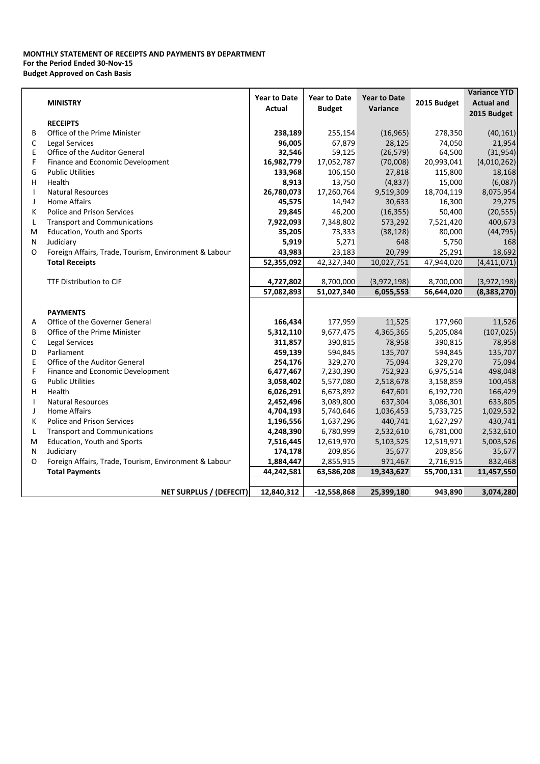**MONTHLY STATEMENT OF RECEIPTS AND PAYMENTS BY DEPARTMENT**
**For the Period Ended 30-Nov-15**
**Budget Approved on Cash Basis**

| | MINISTRY | Year to Date Actual | Year to Date Budget | Year to Date Variance | 2015 Budget | Variance YTD Actual and 2015 Budget |
|---|---|---|---|---|---|---|
| | **RECEIPTS** | | | | | |
| B | Office of the Prime Minister | **238,189** | 255,154 | (16,965) | 278,350 | (40,161) |
| C | Legal Services | **96,005** | 67,879 | 28,125 | 74,050 | 21,954 |
| E | Office of the Auditor General | **32,546** | 59,125 | (26,579) | 64,500 | (31,954) |
| F | Finance and Economic Development | **16,982,779** | 17,052,787 | (70,008) | 20,993,041 | (4,010,262) |
| G | Public Utilities | **133,968** | 106,150 | 27,818 | 115,800 | 18,168 |
| H | Health | **8,913** | 13,750 | (4,837) | 15,000 | (6,087) |
| I | Natural Resources | **26,780,073** | 17,260,764 | 9,519,309 | 18,704,119 | 8,075,954 |
| J | Home Affairs | **45,575** | 14,942 | 30,633 | 16,300 | 29,275 |
| K | Police and Prison Services | **29,845** | 46,200 | (16,355) | 50,400 | (20,555) |
| L | Transport and Communications | **7,922,093** | 7,348,802 | 573,292 | 7,521,420 | 400,673 |
| M | Education, Youth and Sports | **35,205** | 73,333 | (38,128) | 80,000 | (44,795) |
| N | Judiciary | **5,919** | 5,271 | 648 | 5,750 | 168 |
| O | Foreign Affairs, Trade, Tourism, Environment & Labour | **43,983** | 23,183 | 20,799 | 25,291 | 18,692 |
| | **Total Receipts** | **52,355,092** | 42,327,340 | 10,027,751 | 47,944,020 | (4,411,071) |
| | TTF Distribution to CIF | **4,727,802** | 8,700,000 | (3,972,198) | 8,700,000 | (3,972,198) |
| | | **57,082,893** | **51,027,340** | **6,055,553** | **56,644,020** | **(8,383,270)** |
| | **PAYMENTS** | | | | | |
| A | Office of the Governer General | **166,434** | 177,959 | 11,525 | 177,960 | 11,526 |
| B | Office of the Prime Minister | **5,312,110** | 9,677,475 | 4,365,365 | 5,205,084 | (107,025) |
| C | Legal Services | **311,857** | 390,815 | 78,958 | 390,815 | 78,958 |
| D | Parliament | **459,139** | 594,845 | 135,707 | 594,845 | 135,707 |
| E | Office of the Auditor General | **254,176** | 329,270 | 75,094 | 329,270 | 75,094 |
| F | Finance and Economic Development | **6,477,467** | 7,230,390 | 752,923 | 6,975,514 | 498,048 |
| G | Public Utilities | **3,058,402** | 5,577,080 | 2,518,678 | 3,158,859 | 100,458 |
| H | Health | **6,026,291** | 6,673,892 | 647,601 | 6,192,720 | 166,429 |
| I | Natural Resources | **2,452,496** | 3,089,800 | 637,304 | 3,086,301 | 633,805 |
| J | Home Affairs | **4,704,193** | 5,740,646 | 1,036,453 | 5,733,725 | 1,029,532 |
| K | Police and Prison Services | **1,196,556** | 1,637,296 | 440,741 | 1,627,297 | 430,741 |
| L | Transport and Communications | **4,248,390** | 6,780,999 | 2,532,610 | 6,781,000 | 2,532,610 |
| M | Education, Youth and Sports | **7,516,445** | 12,619,970 | 5,103,525 | 12,519,971 | 5,003,526 |
| N | Judiciary | **174,178** | 209,856 | 35,677 | 209,856 | 35,677 |
| O | Foreign Affairs, Trade, Tourism, Environment & Labour | **1,884,447** | 2,855,915 | 971,467 | 2,716,915 | 832,468 |
| | **Total Payments** | **44,242,581** | **63,586,208** | **19,343,627** | **55,700,131** | **11,457,550** |
| | **NET SURPLUS / (DEFECIT)** | **12,840,312** | **-12,558,868** | **25,399,180** | **943,890** | **3,074,280** |